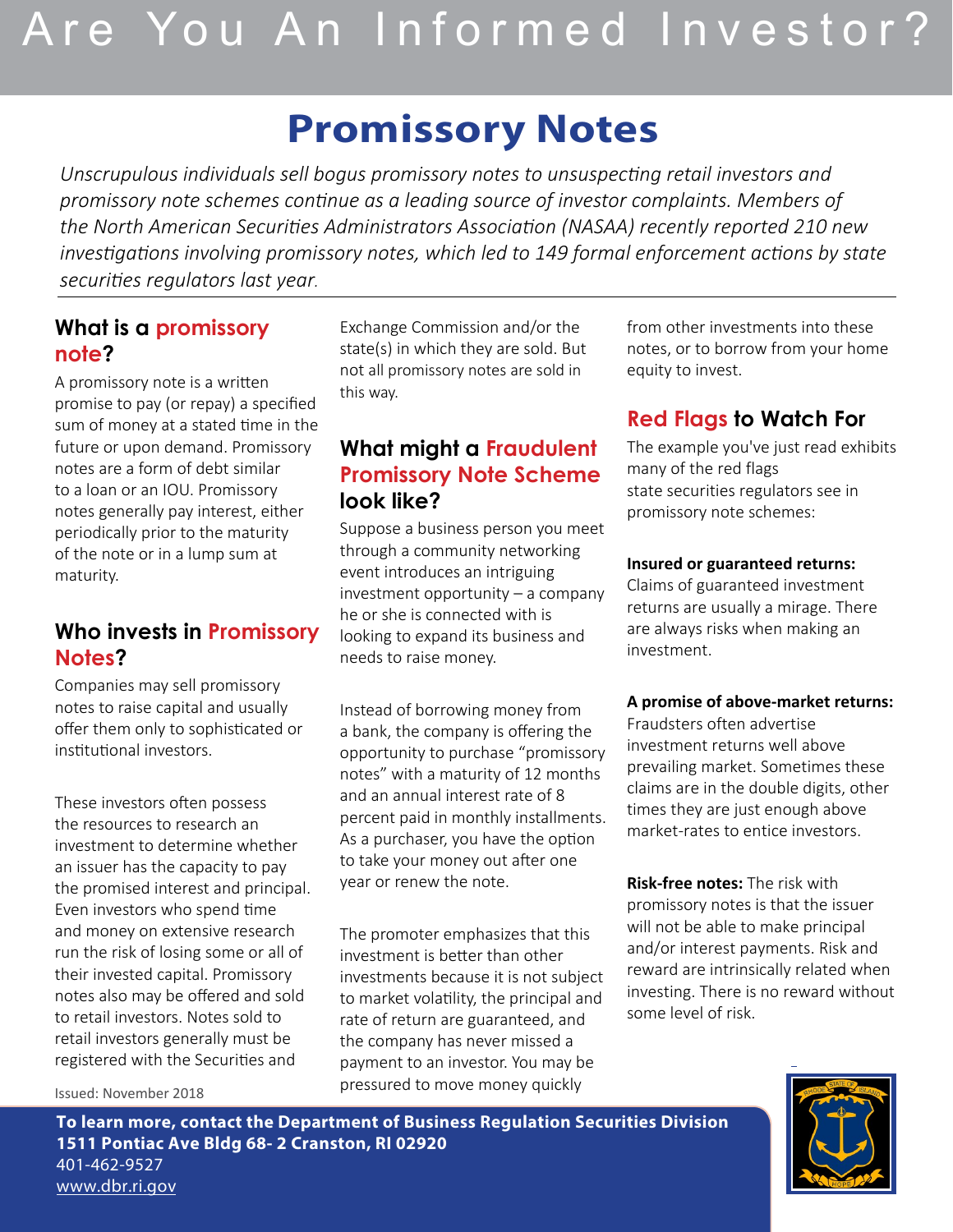# Are You An Informed Investor?

## Promissory Notes

*Unscrupulous individuals sell bogus promissory notes to unsuspecting retail investors and promissory note schemes continue as a leading source of investor complaints. Members of the North American Securities Administrators Association (NASAA) recently reported 210 new investigations involving promissory notes, which led to 149 formal enforcement actions by state securities regulators last year.*

### What is a promissory note?

A promissory note is a written promise to pay (or repay) a specified sum of money at a stated time in the future or upon demand. Promissory notes are a form of debt similar to a loan or an IOU. Promissory notes generally pay interest, either periodically prior to the maturity of the note or in a lump sum at maturity.

### Who invests in Promissory Notes?

Companies may sell promissory notes to raise capital and usually offer them only to sophisticated or institutional investors.

These investors often possess the resources to research an investment to determine whether an issuer has the capacity to pay the promised interest and principal. Even investors who spend time and money on extensive research run the risk of losing some or all of their invested capital. Promissory notes also may be offered and sold to retail investors. Notes sold to retail investors generally must be registered with the Securities and Exchange Commission and/or the state(s) in which they are sold. But not all promissory notes are sold in this way.

### What might a Fraudulent Promissory Note Scheme look like?

Suppose a business person you meet through a community networking event introduces an intriguing investment opportunity – a company he or she is connected with is looking to expand its business and needs to raise money.

Instead of borrowing money from a bank, the company is offering the opportunity to purchase "promissory notes" with a maturity of 12 months and an annual interest rate of 8 percent paid in monthly installments. As a purchaser, you have the option to take your money out after one year or renew the note.

The promoter emphasizes that this investment is better than other investments because it is not subject to market volatility, the principal and rate of return are guaranteed, and the company has never missed a payment to an investor. You may be pressured to move money quickly from other investments into these notes, or to borrow from your home equity to invest.

### Red Flags to Watch For

The example you've just read exhibits many of the red flags state securities regulators see in promissory note schemes:

**Insured or guaranteed returns:** Claims of guaranteed investment returns are usually a mirage. There are always risks when making an investment.

**A promise of above-market returns:** Fraudsters often advertise investment returns well above prevailing market. Sometimes these claims are in the double digits, other times they are just enough above market-rates to entice investors.

**Risk-free notes:** The risk with promissory notes is that the issuer will not be able to make principal and/or interest payments. Risk and reward are intrinsically related when investing. There is no reward without some level of risk.

Issued: November 2018

**To learn more, contact the Department of Business Regulation Securities Division**
**1511 Pontiac Ave Bldg 68- 2 Cranston, RI 02920**
401-462-9527
www.dbr.ri.gov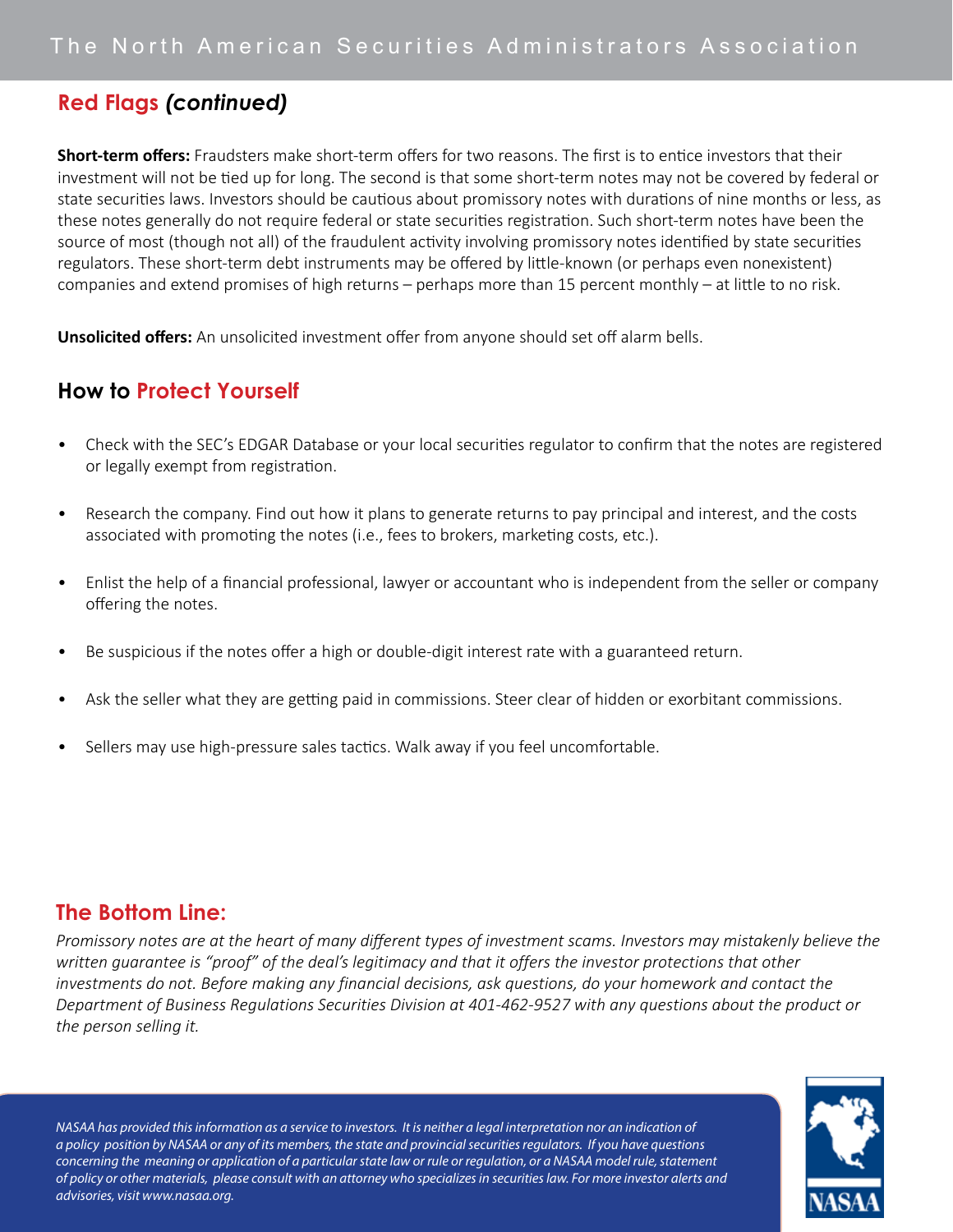## Red Flags *(continued)*

**Short-term offers:** Fraudsters make short-term offers for two reasons. The first is to entice investors that their investment will not be tied up for long. The second is that some short-term notes may not be covered by federal or state securities laws. Investors should be cautious about promissory notes with durations of nine months or less, as these notes generally do not require federal or state securities registration. Such short-term notes have been the source of most (though not all) of the fraudulent activity involving promissory notes identified by state securities regulators. These short-term debt instruments may be offered by little-known (or perhaps even nonexistent) companies and extend promises of high returns – perhaps more than 15 percent monthly – at little to no risk.

**Unsolicited offers:** An unsolicited investment offer from anyone should set off alarm bells.

## How to Protect Yourself

- Check with the SEC's EDGAR Database or your local securities regulator to confirm that the notes are registered or legally exempt from registration.
- Research the company. Find out how it plans to generate returns to pay principal and interest, and the costs associated with promoting the notes (i.e., fees to brokers, marketing costs, etc.).
- Enlist the help of a financial professional, lawyer or accountant who is independent from the seller or company offering the notes.
- Be suspicious if the notes offer a high or double-digit interest rate with a guaranteed return.
- Ask the seller what they are getting paid in commissions. Steer clear of hidden or exorbitant commissions.
- Sellers may use high-pressure sales tactics. Walk away if you feel uncomfortable.

## The Bottom Line:

*Promissory notes are at the heart of many different types of investment scams. Investors may mistakenly believe the written guarantee is "proof" of the deal's legitimacy and that it offers the investor protections that other investments do not. Before making any financial decisions, ask questions, do your homework and contact the Department of Business Regulations Securities Division at 401-462-9527 with any questions about the product or the person selling it.*

*NASAA has provided this information as a service to investors. It is neither a legal interpretation nor an indication of a policy position by NASAA or any of its members, the state and provincial securities regulators. If you have questions concerning the meaning or application of a particular state law or rule or regulation, or a NASAA model rule, statement of policy or other materials, please consult with an attorney who specializes in securities law. For more investor alerts and advisories, visit www.nasaa.org.*

NASAA